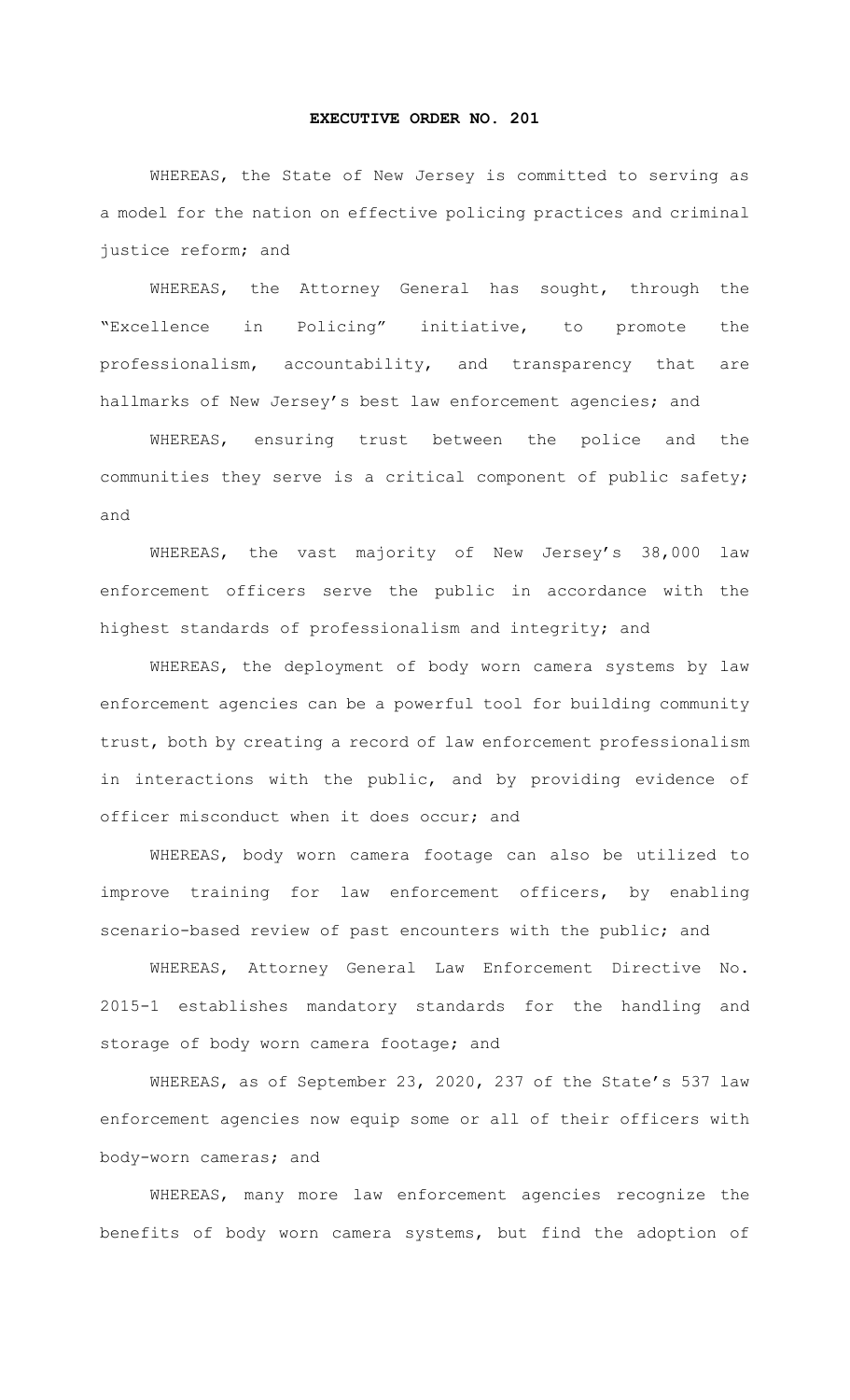# EXECUTIVE ORDER NO. 201

WHEREAS, the State of New Jersey is committed to serving as a model for the nation on effective policing practices and criminal justice reform; and

WHEREAS, the Attorney General has sought, through the "Excellence in Policing" initiative, to promote the professionalism, accountability, and transparency that are hallmarks of New Jersey's best law enforcement agencies; and

WHEREAS, ensuring trust between the police and the communities they serve is a critical component of public safety; and

WHEREAS, the vast majority of New Jersey's 38,000 law enforcement officers serve the public in accordance with the highest standards of professionalism and integrity; and

WHEREAS, the deployment of body worn camera systems by law enforcement agencies can be a powerful tool for building community trust, both by creating a record of law enforcement professionalism in interactions with the public, and by providing evidence of officer misconduct when it does occur; and

WHEREAS, body worn camera footage can also be utilized to improve training for law enforcement officers, by enabling scenario-based review of past encounters with the public; and

WHEREAS, Attorney General Law Enforcement Directive No. 2015-1 establishes mandatory standards for the handling and storage of body worn camera footage; and

WHEREAS, as of September 23, 2020, 237 of the State's 537 law enforcement agencies now equip some or all of their officers with body-worn cameras; and

WHEREAS, many more law enforcement agencies recognize the benefits of body worn camera systems, but find the adoption of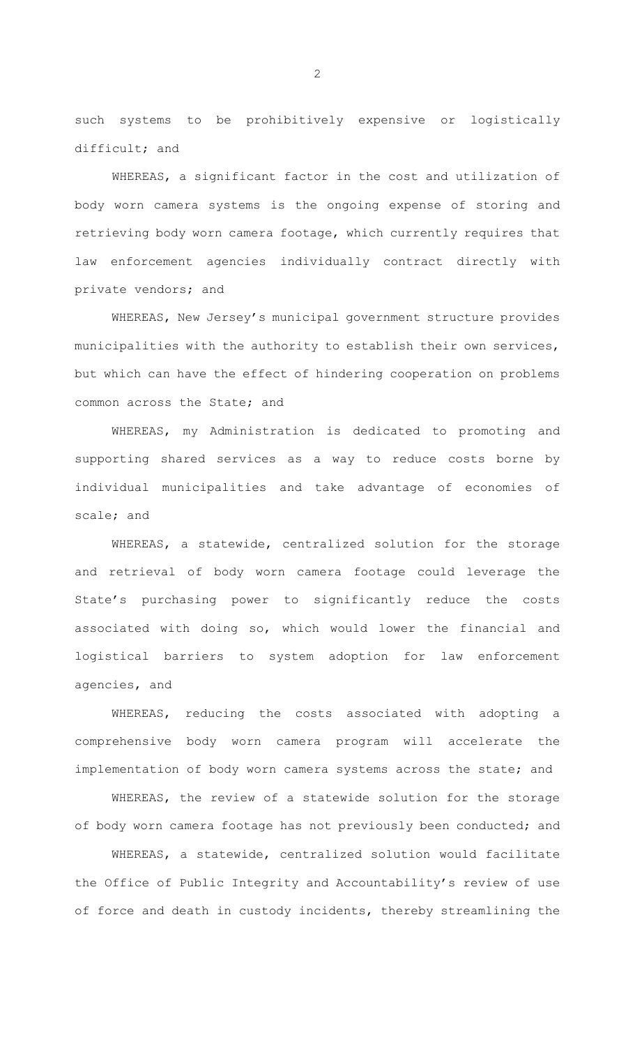such systems to be prohibitively expensive or logistically difficult; and

WHEREAS, a significant factor in the cost and utilization of body worn camera systems is the ongoing expense of storing and retrieving body worn camera footage, which currently requires that law enforcement agencies individually contract directly with private vendors; and

WHEREAS, New Jersey's municipal government structure provides municipalities with the authority to establish their own services, but which can have the effect of hindering cooperation on problems common across the State; and

WHEREAS, my Administration is dedicated to promoting and supporting shared services as a way to reduce costs borne by individual municipalities and take advantage of economies of scale; and

WHEREAS, a statewide, centralized solution for the storage and retrieval of body worn camera footage could leverage the State's purchasing power to significantly reduce the costs associated with doing so, which would lower the financial and logistical barriers to system adoption for law enforcement agencies, and

WHEREAS, reducing the costs associated with adopting a comprehensive body worn camera program will accelerate the implementation of body worn camera systems across the state; and

WHEREAS, the review of a statewide solution for the storage of body worn camera footage has not previously been conducted; and

WHEREAS, a statewide, centralized solution would facilitate the Office of Public Integrity and Accountability's review of use of force and death in custody incidents, thereby streamlining the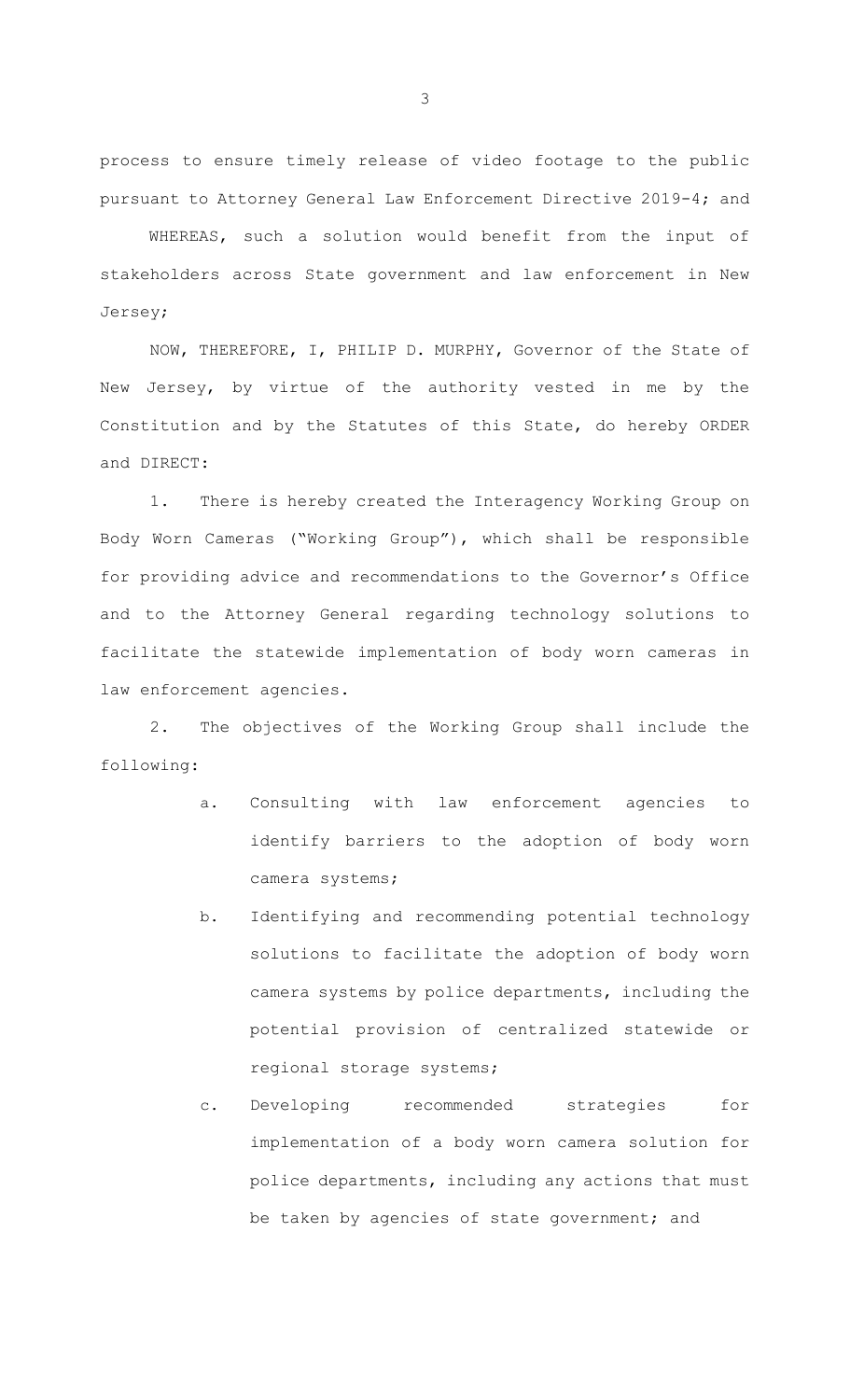process to ensure timely release of video footage to the public pursuant to Attorney General Law Enforcement Directive 2019-4; and

WHEREAS, such a solution would benefit from the input of stakeholders across State government and law enforcement in New Jersey;

NOW, THEREFORE, I, PHILIP D. MURPHY, Governor of the State of New Jersey, by virtue of the authority vested in me by the Constitution and by the Statutes of this State, do hereby ORDER and DIRECT:

1. There is hereby created the Interagency Working Group on Body Worn Cameras ("Working Group"), which shall be responsible for providing advice and recommendations to the Governor's Office and to the Attorney General regarding technology solutions to facilitate the statewide implementation of body worn cameras in law enforcement agencies.

2. The objectives of the Working Group shall include the following:

   a. Consulting with law enforcement agencies to identify barriers to the adoption of body worn camera systems;

   b. Identifying and recommending potential technology solutions to facilitate the adoption of body worn camera systems by police departments, including the potential provision of centralized statewide or regional storage systems;

   c. Developing recommended strategies for implementation of a body worn camera solution for police departments, including any actions that must be taken by agencies of state government; and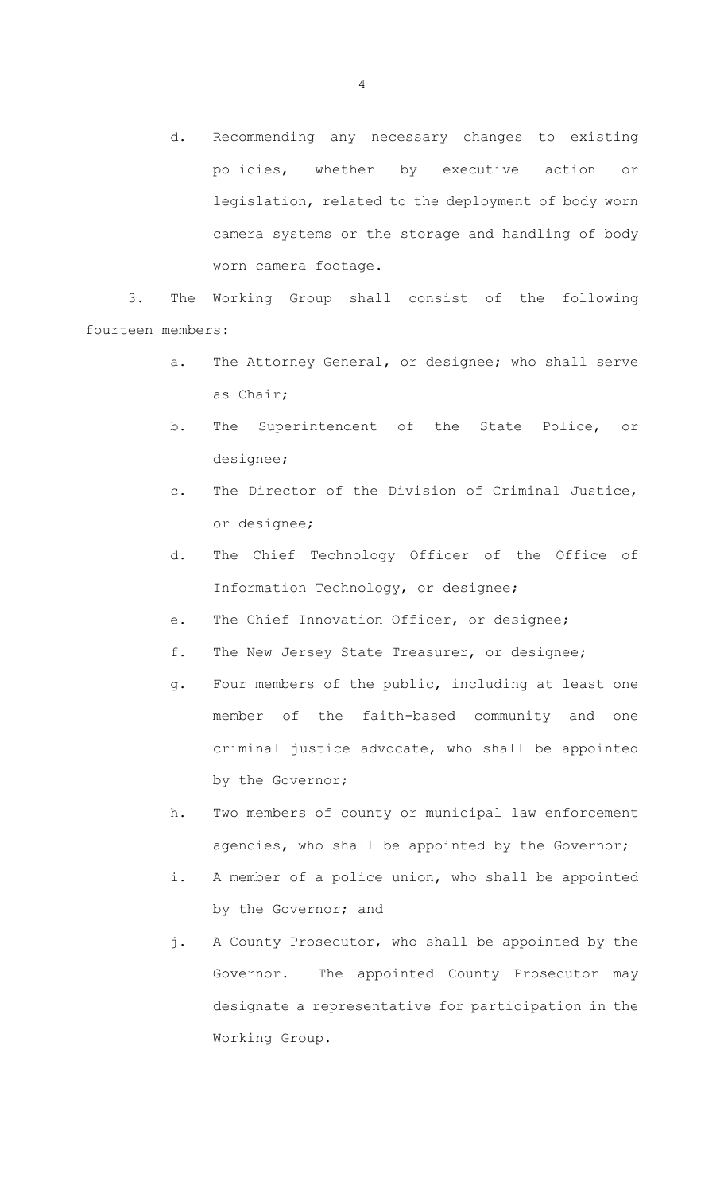d. Recommending any necessary changes to existing policies, whether by executive action or legislation, related to the deployment of body worn camera systems or the storage and handling of body worn camera footage.

3. The Working Group shall consist of the following fourteen members:

a. The Attorney General, or designee; who shall serve as Chair;

b. The Superintendent of the State Police, or designee;

c. The Director of the Division of Criminal Justice, or designee;

d. The Chief Technology Officer of the Office of Information Technology, or designee;

e. The Chief Innovation Officer, or designee;

f. The New Jersey State Treasurer, or designee;

g. Four members of the public, including at least one member of the faith-based community and one criminal justice advocate, who shall be appointed by the Governor;

h. Two members of county or municipal law enforcement agencies, who shall be appointed by the Governor;

i. A member of a police union, who shall be appointed by the Governor; and

j. A County Prosecutor, who shall be appointed by the Governor. The appointed County Prosecutor may designate a representative for participation in the Working Group.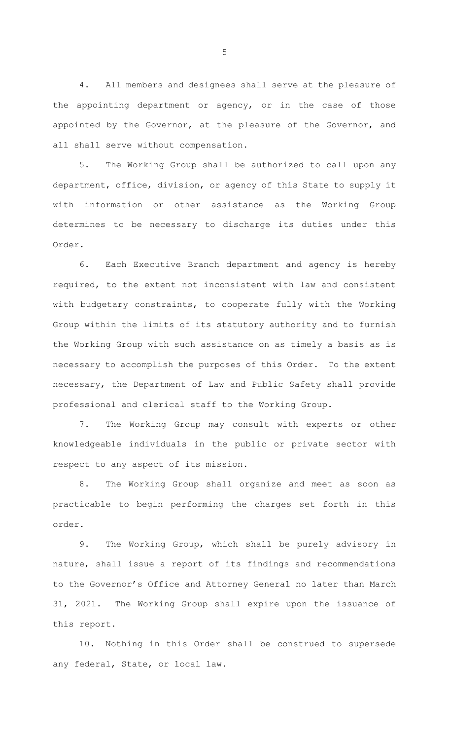4. All members and designees shall serve at the pleasure of the appointing department or agency, or in the case of those appointed by the Governor, at the pleasure of the Governor, and all shall serve without compensation.

5. The Working Group shall be authorized to call upon any department, office, division, or agency of this State to supply it with information or other assistance as the Working Group determines to be necessary to discharge its duties under this Order.

6. Each Executive Branch department and agency is hereby required, to the extent not inconsistent with law and consistent with budgetary constraints, to cooperate fully with the Working Group within the limits of its statutory authority and to furnish the Working Group with such assistance on as timely a basis as is necessary to accomplish the purposes of this Order. To the extent necessary, the Department of Law and Public Safety shall provide professional and clerical staff to the Working Group.

7. The Working Group may consult with experts or other knowledgeable individuals in the public or private sector with respect to any aspect of its mission.

8. The Working Group shall organize and meet as soon as practicable to begin performing the charges set forth in this order.

9. The Working Group, which shall be purely advisory in nature, shall issue a report of its findings and recommendations to the Governor's Office and Attorney General no later than March 31, 2021. The Working Group shall expire upon the issuance of this report.

10. Nothing in this Order shall be construed to supersede any federal, State, or local law.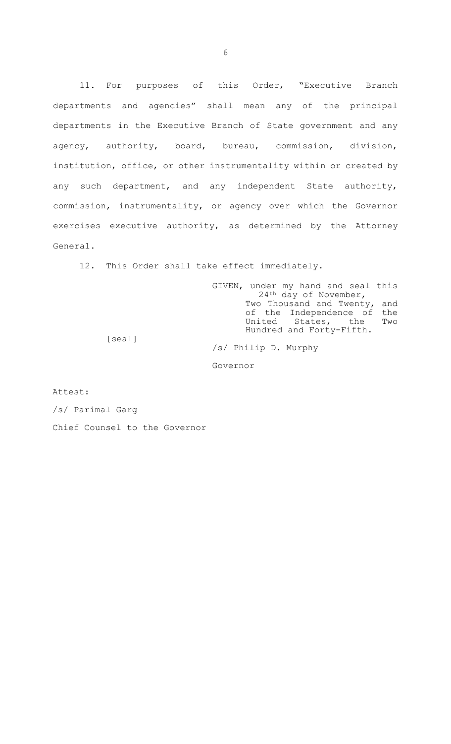11. For purposes of this Order, "Executive Branch departments and agencies" shall mean any of the principal departments in the Executive Branch of State government and any agency, authority, board, bureau, commission, division, institution, office, or other instrumentality within or created by any such department, and any independent State authority, commission, instrumentality, or agency over which the Governor exercises executive authority, as determined by the Attorney General.

12. This Order shall take effect immediately.

GIVEN, under my hand and seal this 24th day of November, Two Thousand and Twenty, and of the Independence of the United States, the Two Hundred and Forty-Fifth.

[seal]

/s/ Philip D. Murphy

Governor

Attest:

/s/ Parimal Garg

Chief Counsel to the Governor